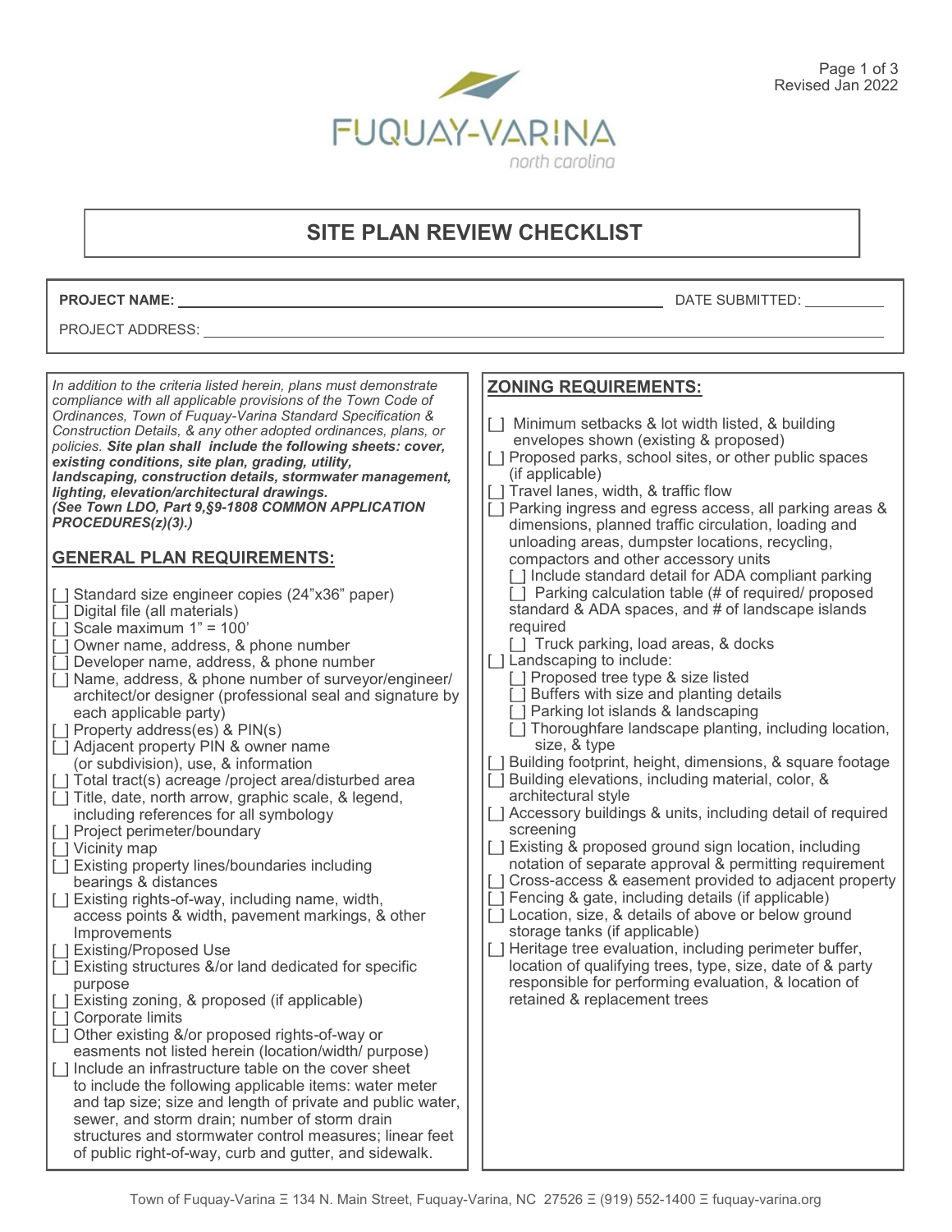FUQUAY-VARINA
north carolina

Revised Jan 2022

# SITE PLAN REVIEW CHECKLIST

**PROJECT NAME:** ______________________________ DATE SUBMITTED: __________

PROJECT ADDRESS: ______________________________

*In addition to the criteria listed herein, plans must demonstrate compliance with all applicable provisions of the Town Code of Ordinances, Town of Fuquay-Varina Standard Specification & Construction Details, & any other adopted ordinances, plans, or policies.* ***Site plan shall include the following sheets: cover, existing conditions, site plan, grading, utility, landscaping, construction details, stormwater management, lighting, elevation/architectural drawings.*** ***(See Town LDO, Part 9,§9-1808 COMMON APPLICATION PROCEDURES(z)(3).)***

## GENERAL PLAN REQUIREMENTS:

- [ ] Standard size engineer copies (24"x36" paper)
- [ ] Digital file (all materials)
- [ ] Scale maximum 1" = 100'
- [ ] Owner name, address, & phone number
- [ ] Developer name, address, & phone number
- [ ] Name, address, & phone number of surveyor/engineer/ architect/or designer (professional seal and signature by each applicable party)
- [ ] Property address(es) & PIN(s)
- [ ] Adjacent property PIN & owner name (or subdivision), use, & information
- [ ] Total tract(s) acreage /project area/disturbed area
- [ ] Title, date, north arrow, graphic scale, & legend, including references for all symbology
- [ ] Project perimeter/boundary
- [ ] Vicinity map
- [ ] Existing property lines/boundaries including bearings & distances
- [ ] Existing rights-of-way, including name, width, access points & width, pavement markings, & other Improvements
- [ ] Existing/Proposed Use
- [ ] Existing structures &/or land dedicated for specific purpose
- [ ] Existing zoning, & proposed (if applicable)
- [ ] Corporate limits
- [ ] Other existing &/or proposed rights-of-way or easments not listed herein (location/width/ purpose)
- [ ] Include an infrastructure table on the cover sheet to include the following applicable items: water meter and tap size; size and length of private and public water, sewer, and storm drain; number of storm drain structures and stormwater control measures; linear feet of public right-of-way, curb and gutter, and sidewalk.

## ZONING REQUIREMENTS:

- [ ] Minimum setbacks & lot width listed, & building envelopes shown (existing & proposed)
- [ ] Proposed parks, school sites, or other public spaces (if applicable)
- [ ] Travel lanes, width, & traffic flow
- [ ] Parking ingress and egress access, all parking areas & dimensions, planned traffic circulation, loading and unloading areas, dumpster locations, recycling, compactors and other accessory units
  - [ ] Include standard detail for ADA compliant parking
  - [ ] Parking calculation table (# of required/ proposed standard & ADA spaces, and # of landscape islands required
  - [ ] Truck parking, load areas, & docks
- [ ] Landscaping to include:
  - [ ] Proposed tree type & size listed
  - [ ] Buffers with size and planting details
  - [ ] Parking lot islands & landscaping
  - [ ] Thoroughfare landscape planting, including location, size, & type
- [ ] Building footprint, height, dimensions, & square footage
- [ ] Building elevations, including material, color, & architectural style
- [ ] Accessory buildings & units, including detail of required screening
- [ ] Existing & proposed ground sign location, including notation of separate approval & permitting requirement
- [ ] Cross-access & easement provided to adjacent property
- [ ] Fencing & gate, including details (if applicable)
- [ ] Location, size, & details of above or below ground storage tanks (if applicable)
- [ ] Heritage tree evaluation, including perimeter buffer, location of qualifying trees, type, size, date of & party responsible for performing evaluation, & location of retained & replacement trees

Town of Fuquay-Varina Ξ 134 N. Main Street, Fuquay-Varina, NC 27526 Ξ (919) 552-1400 Ξ fuquay-varina.org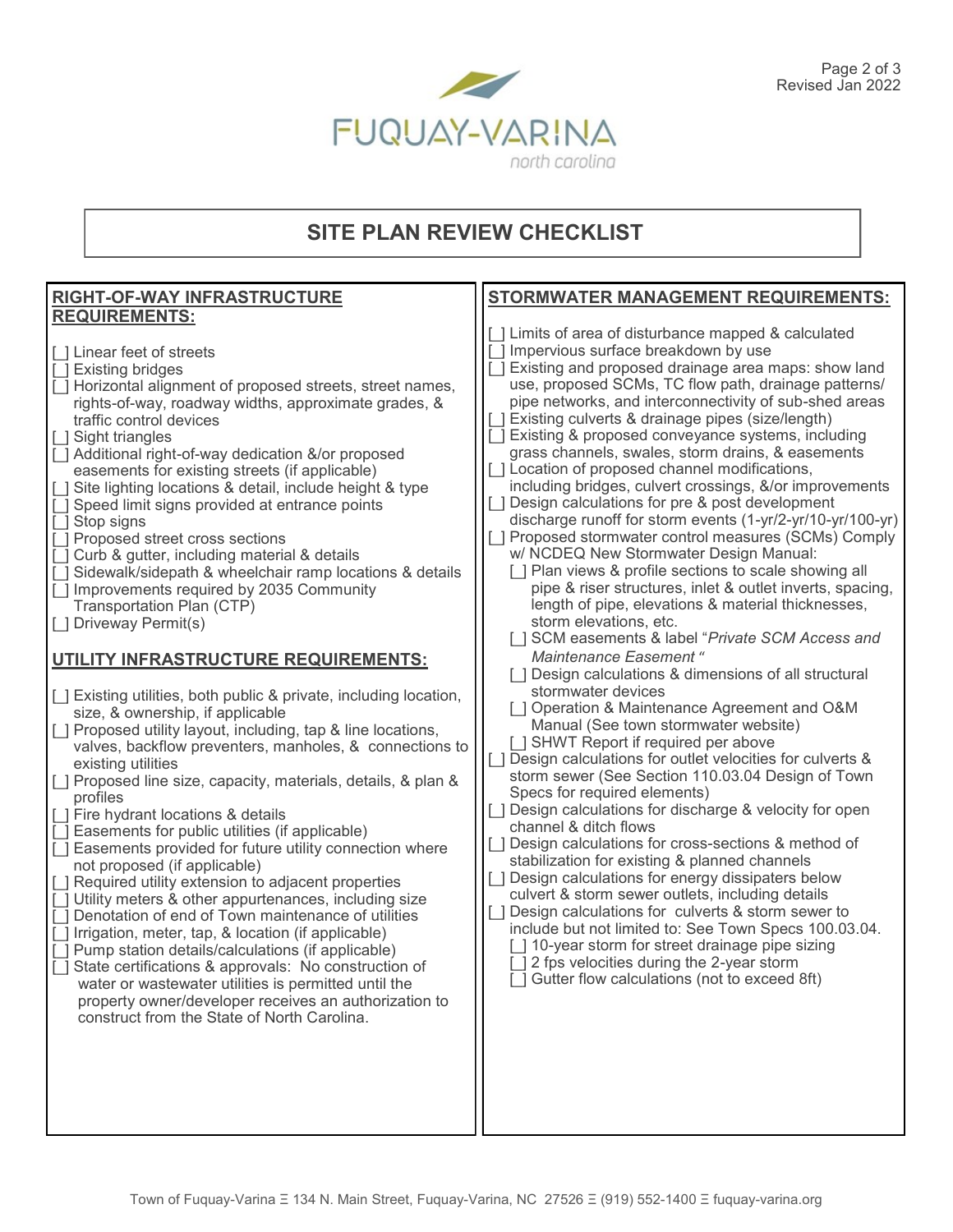# SITE PLAN REVIEW CHECKLIST

## RIGHT-OF-WAY INFRASTRUCTURE REQUIREMENTS:

- [ ] Linear feet of streets
- [ ] Existing bridges
- [ ] Horizontal alignment of proposed streets, street names, rights-of-way, roadway widths, approximate grades, & traffic control devices
- [ ] Sight triangles
- [ ] Additional right-of-way dedication &/or proposed easements for existing streets (if applicable)
- [ ] Site lighting locations & detail, include height & type
- [ ] Speed limit signs provided at entrance points
- [ ] Stop signs
- [ ] Proposed street cross sections
- [ ] Curb & gutter, including material & details
- [ ] Sidewalk/sidepath & wheelchair ramp locations & details
- [ ] Improvements required by 2035 Community Transportation Plan (CTP)
- [ ] Driveway Permit(s)

## UTILITY INFRASTRUCTURE REQUIREMENTS:

- [ ] Existing utilities, both public & private, including location, size, & ownership, if applicable
- [ ] Proposed utility layout, including, tap & line locations, valves, backflow preventers, manholes, & connections to existing utilities
- [ ] Proposed line size, capacity, materials, details, & plan & profiles
- [ ] Fire hydrant locations & details
- [ ] Easements for public utilities (if applicable)
- [ ] Easements provided for future utility connection where not proposed (if applicable)
- [ ] Required utility extension to adjacent properties
- [ ] Utility meters & other appurtenances, including size
- [ ] Denotation of end of Town maintenance of utilities
- [ ] Irrigation, meter, tap, & location (if applicable)
- [ ] Pump station details/calculations (if applicable)
- [ ] State certifications & approvals: No construction of water or wastewater utilities is permitted until the property owner/developer receives an authorization to construct from the State of North Carolina.

## STORMWATER MANAGEMENT REQUIREMENTS:

- [ ] Limits of area of disturbance mapped & calculated
- [ ] Impervious surface breakdown by use
- [ ] Existing and proposed drainage area maps: show land use, proposed SCMs, TC flow path, drainage patterns/ pipe networks, and interconnectivity of sub-shed areas
- [ ] Existing culverts & drainage pipes (size/length)
- [ ] Existing & proposed conveyance systems, including grass channels, swales, storm drains, & easements
- [ ] Location of proposed channel modifications, including bridges, culvert crossings, &/or improvements
- [ ] Design calculations for pre & post development discharge runoff for storm events (1-yr/2-yr/10-yr/100-yr)
- [ ] Proposed stormwater control measures (SCMs) Comply w/ NCDEQ New Stormwater Design Manual:
  - [ ] Plan views & profile sections to scale showing all pipe & riser structures, inlet & outlet inverts, spacing, length of pipe, elevations & material thicknesses, storm elevations, etc.
  - [ ] SCM easements & label "*Private SCM Access and Maintenance Easement*"
  - [ ] Design calculations & dimensions of all structural stormwater devices
  - [ ] Operation & Maintenance Agreement and O&M Manual (See town stormwater website)
  - [ ] SHWT Report if required per above
- [ ] Design calculations for outlet velocities for culverts & storm sewer (See Section 110.03.04 Design of Town Specs for required elements)
- [ ] Design calculations for discharge & velocity for open channel & ditch flows
- [ ] Design calculations for cross-sections & method of stabilization for existing & planned channels
- [ ] Design calculations for energy dissipaters below culvert & storm sewer outlets, including details
- [ ] Design calculations for culverts & storm sewer to include but not limited to: See Town Specs 100.03.04.
  - [ ] 10-year storm for street drainage pipe sizing
  - [ ] 2 fps velocities during the 2-year storm
  - [ ] Gutter flow calculations (not to exceed 8ft)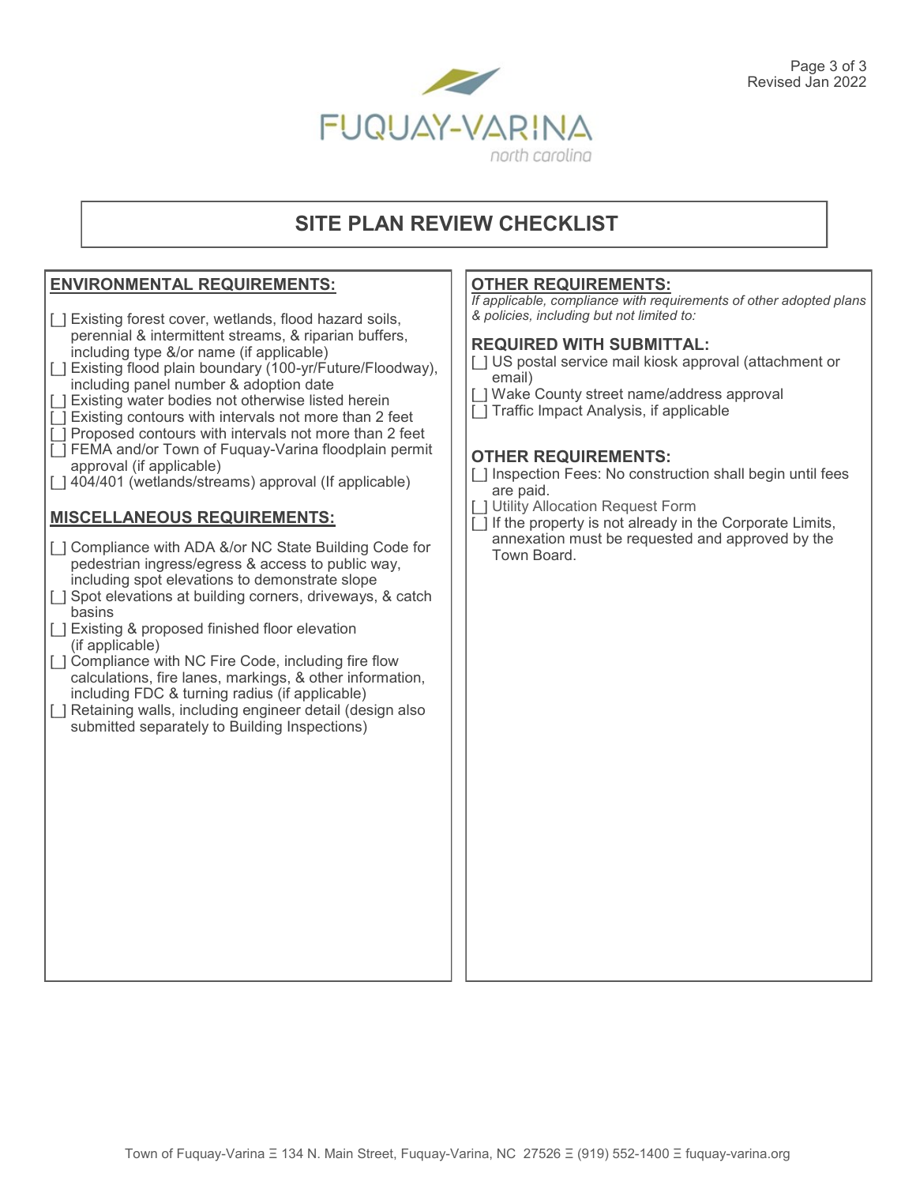# SITE PLAN REVIEW CHECKLIST

## ENVIRONMENTAL REQUIREMENTS:

- [ ] Existing forest cover, wetlands, flood hazard soils, perennial & intermittent streams, & riparian buffers, including type &/or name (if applicable)
- [ ] Existing flood plain boundary (100-yr/Future/Floodway), including panel number & adoption date
- [ ] Existing water bodies not otherwise listed herein
- [ ] Existing contours with intervals not more than 2 feet
- [ ] Proposed contours with intervals not more than 2 feet
- [ ] FEMA and/or Town of Fuquay-Varina floodplain permit approval (if applicable)
- [ ] 404/401 (wetlands/streams) approval (If applicable)

## MISCELLANEOUS REQUIREMENTS:

- [ ] Compliance with ADA &/or NC State Building Code for pedestrian ingress/egress & access to public way, including spot elevations to demonstrate slope
- [ ] Spot elevations at building corners, driveways, & catch basins
- [ ] Existing & proposed finished floor elevation (if applicable)
- [ ] Compliance with NC Fire Code, including fire flow calculations, fire lanes, markings, & other information, including FDC & turning radius (if applicable)
- [ ] Retaining walls, including engineer detail (design also submitted separately to Building Inspections)

## OTHER REQUIREMENTS:

*If applicable, compliance with requirements of other adopted plans & policies, including but not limited to:*

### REQUIRED WITH SUBMITTAL:

- [ ] US postal service mail kiosk approval (attachment or email)
- [ ] Wake County street name/address approval
- [ ] Traffic Impact Analysis, if applicable

### OTHER REQUIREMENTS:

- [ ] Inspection Fees: No construction shall begin until fees are paid.
- [ ] Utility Allocation Request Form
- [ ] If the property is not already in the Corporate Limits, annexation must be requested and approved by the Town Board.